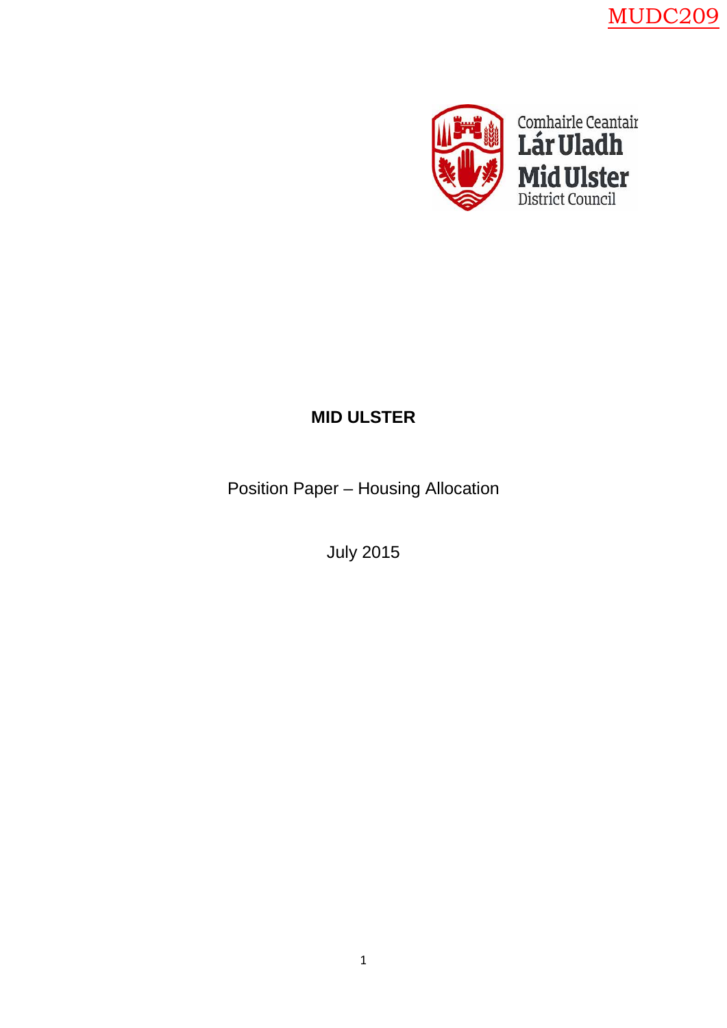MUDC209

Comhairle Ceantair
Lár Uladh
Mid Ulster
District Council

# MID ULSTER

Position Paper – Housing Allocation

July 2015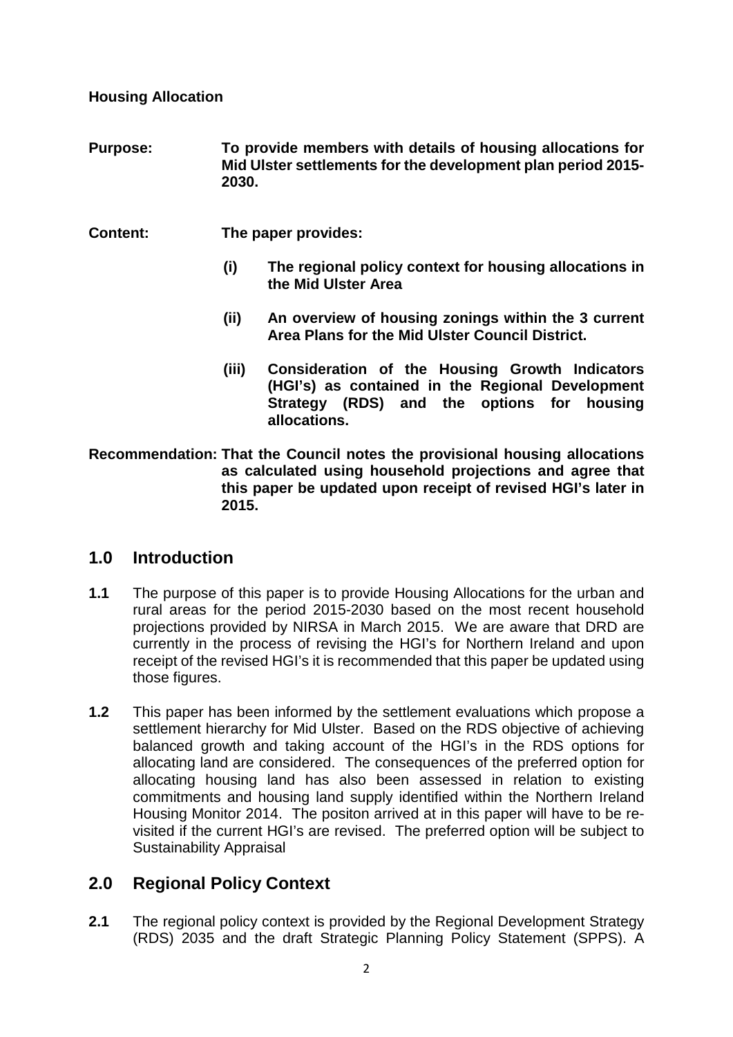**Housing Allocation**

**Purpose:** **To provide members with details of housing allocations for Mid Ulster settlements for the development plan period 2015-2030.**

**Content:** **The paper provides:**

- **(i) The regional policy context for housing allocations in the Mid Ulster Area**
- **(ii) An overview of housing zonings within the 3 current Area Plans for the Mid Ulster Council District.**
- **(iii) Consideration of the Housing Growth Indicators (HGI's) as contained in the Regional Development Strategy (RDS) and the options for housing allocations.**

**Recommendation: That the Council notes the provisional housing allocations as calculated using household projections and agree that this paper be updated upon receipt of revised HGI's later in 2015.**

## 1.0 Introduction

**1.1** The purpose of this paper is to provide Housing Allocations for the urban and rural areas for the period 2015-2030 based on the most recent household projections provided by NIRSA in March 2015. We are aware that DRD are currently in the process of revising the HGI's for Northern Ireland and upon receipt of the revised HGI's it is recommended that this paper be updated using those figures.

**1.2** This paper has been informed by the settlement evaluations which propose a settlement hierarchy for Mid Ulster. Based on the RDS objective of achieving balanced growth and taking account of the HGI's in the RDS options for allocating land are considered. The consequences of the preferred option for allocating housing land has also been assessed in relation to existing commitments and housing land supply identified within the Northern Ireland Housing Monitor 2014. The positon arrived at in this paper will have to be re-visited if the current HGI's are revised. The preferred option will be subject to Sustainability Appraisal

## 2.0 Regional Policy Context

**2.1** The regional policy context is provided by the Regional Development Strategy (RDS) 2035 and the draft Strategic Planning Policy Statement (SPPS). A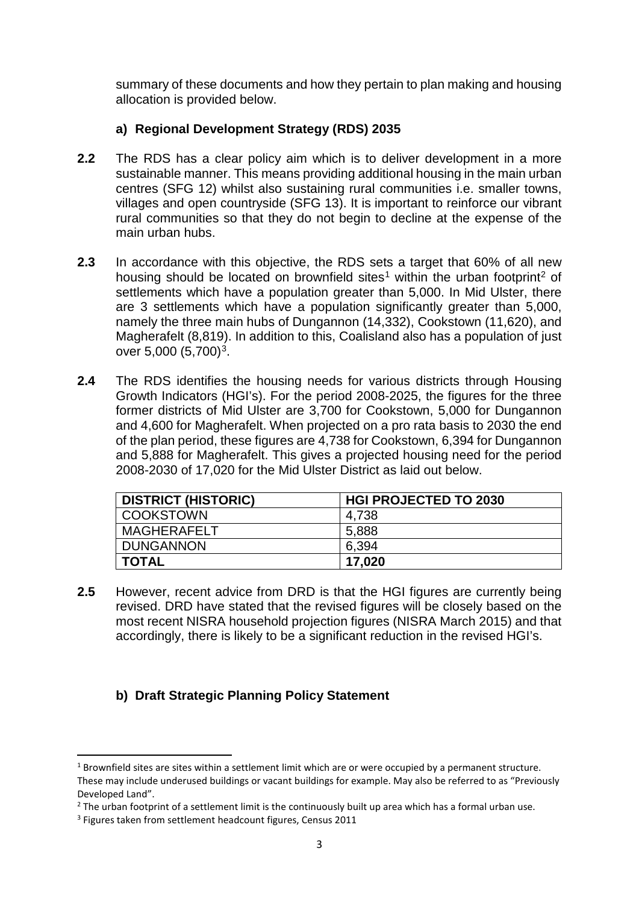summary of these documents and how they pertain to plan making and housing allocation is provided below.

### a) Regional Development Strategy (RDS) 2035

**2.2** The RDS has a clear policy aim which is to deliver development in a more sustainable manner. This means providing additional housing in the main urban centres (SFG 12) whilst also sustaining rural communities i.e. smaller towns, villages and open countryside (SFG 13). It is important to reinforce our vibrant rural communities so that they do not begin to decline at the expense of the main urban hubs.

**2.3** In accordance with this objective, the RDS sets a target that 60% of all new housing should be located on brownfield sites[1] within the urban footprint[2] of settlements which have a population greater than 5,000. In Mid Ulster, there are 3 settlements which have a population significantly greater than 5,000, namely the three main hubs of Dungannon (14,332), Cookstown (11,620), and Magherafelt (8,819). In addition to this, Coalisland also has a population of just over 5,000 (5,700)[3].

**2.4** The RDS identifies the housing needs for various districts through Housing Growth Indicators (HGI's). For the period 2008-2025, the figures for the three former districts of Mid Ulster are 3,700 for Cookstown, 5,000 for Dungannon and 4,600 for Magherafelt. When projected on a pro rata basis to 2030 the end of the plan period, these figures are 4,738 for Cookstown, 6,394 for Dungannon and 5,888 for Magherafelt. This gives a projected housing need for the period 2008-2030 of 17,020 for the Mid Ulster District as laid out below.

| DISTRICT (HISTORIC) | HGI PROJECTED TO 2030 |
| --- | --- |
| COOKSTOWN | 4,738 |
| MAGHERAFELT | 5,888 |
| DUNGANNON | 6,394 |
| **TOTAL** | **17,020** |

**2.5** However, recent advice from DRD is that the HGI figures are currently being revised. DRD have stated that the revised figures will be closely based on the most recent NISRA household projection figures (NISRA March 2015) and that accordingly, there is likely to be a significant reduction in the revised HGI's.

### b) Draft Strategic Planning Policy Statement

[1] Brownfield sites are sites within a settlement limit which are or were occupied by a permanent structure. These may include underused buildings or vacant buildings for example. May also be referred to as "Previously Developed Land".

[2] The urban footprint of a settlement limit is the continuously built up area which has a formal urban use.

[3] Figures taken from settlement headcount figures, Census 2011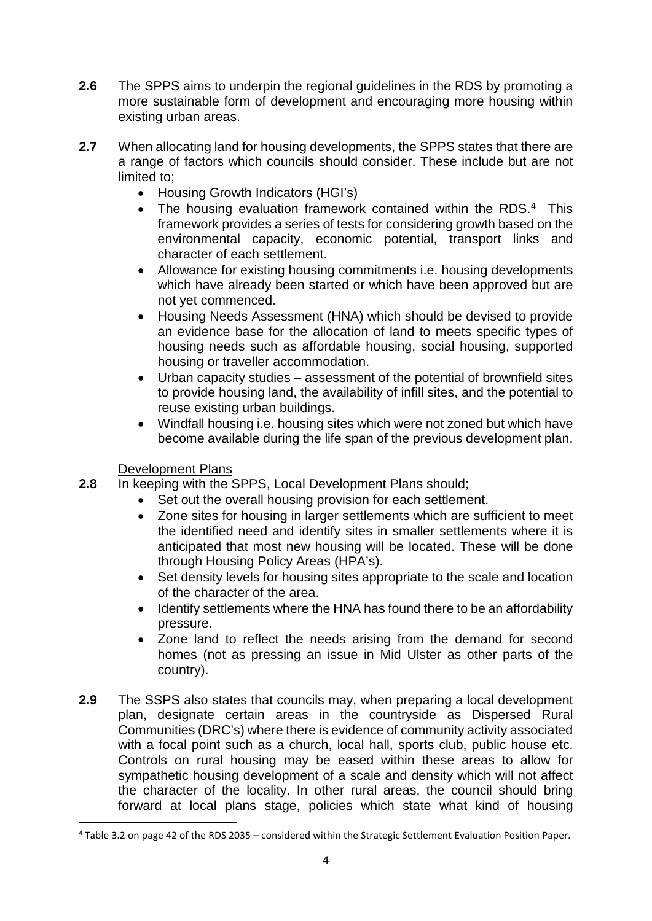**2.6** The SPPS aims to underpin the regional guidelines in the RDS by promoting a more sustainable form of development and encouraging more housing within existing urban areas.

**2.7** When allocating land for housing developments, the SPPS states that there are a range of factors which councils should consider. These include but are not limited to;

- Housing Growth Indicators (HGI's)
- The housing evaluation framework contained within the RDS.[4] This framework provides a series of tests for considering growth based on the environmental capacity, economic potential, transport links and character of each settlement.
- Allowance for existing housing commitments i.e. housing developments which have already been started or which have been approved but are not yet commenced.
- Housing Needs Assessment (HNA) which should be devised to provide an evidence base for the allocation of land to meets specific types of housing needs such as affordable housing, social housing, supported housing or traveller accommodation.
- Urban capacity studies – assessment of the potential of brownfield sites to provide housing land, the availability of infill sites, and the potential to reuse existing urban buildings.
- Windfall housing i.e. housing sites which were not zoned but which have become available during the life span of the previous development plan.

<u>Development Plans</u>

**2.8** In keeping with the SPPS, Local Development Plans should;

- Set out the overall housing provision for each settlement.
- Zone sites for housing in larger settlements which are sufficient to meet the identified need and identify sites in smaller settlements where it is anticipated that most new housing will be located. These will be done through Housing Policy Areas (HPA's).
- Set density levels for housing sites appropriate to the scale and location of the character of the area.
- Identify settlements where the HNA has found there to be an affordability pressure.
- Zone land to reflect the needs arising from the demand for second homes (not as pressing an issue in Mid Ulster as other parts of the country).

**2.9** The SSPS also states that councils may, when preparing a local development plan, designate certain areas in the countryside as Dispersed Rural Communities (DRC's) where there is evidence of community activity associated with a focal point such as a church, local hall, sports club, public house etc. Controls on rural housing may be eased within these areas to allow for sympathetic housing development of a scale and density which will not affect the character of the locality. In other rural areas, the council should bring forward at local plans stage, policies which state what kind of housing

[4] Table 3.2 on page 42 of the RDS 2035 – considered within the Strategic Settlement Evaluation Position Paper.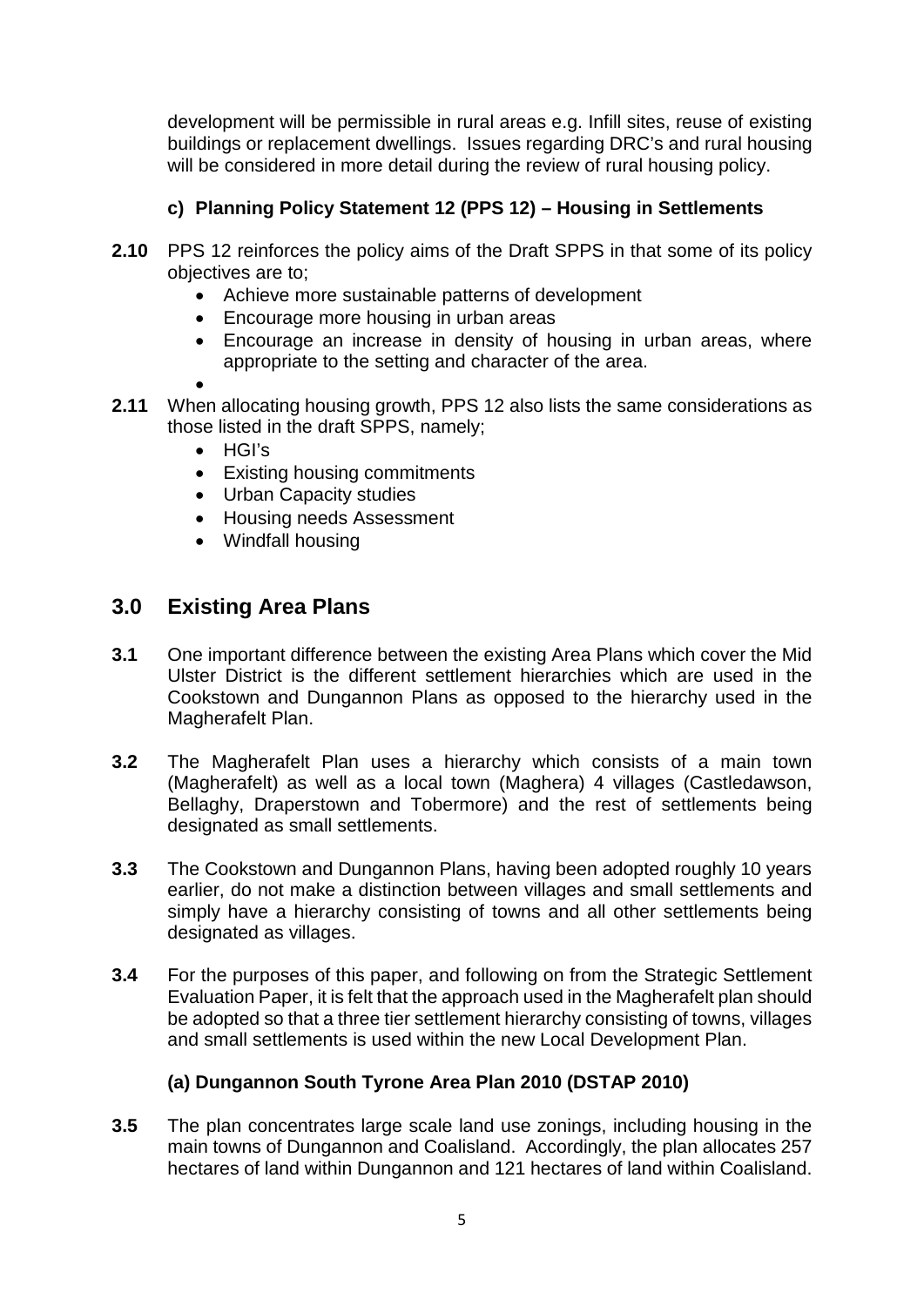development will be permissible in rural areas e.g. Infill sites, reuse of existing buildings or replacement dwellings. Issues regarding DRC's and rural housing will be considered in more detail during the review of rural housing policy.

### c) Planning Policy Statement 12 (PPS 12) – Housing in Settlements

**2.10** PPS 12 reinforces the policy aims of the Draft SPPS in that some of its policy objectives are to;

- Achieve more sustainable patterns of development
- Encourage more housing in urban areas
- Encourage an increase in density of housing in urban areas, where appropriate to the setting and character of the area.

**2.11** When allocating housing growth, PPS 12 also lists the same considerations as those listed in the draft SPPS, namely;

- HGI's
- Existing housing commitments
- Urban Capacity studies
- Housing needs Assessment
- Windfall housing

## 3.0 Existing Area Plans

**3.1** One important difference between the existing Area Plans which cover the Mid Ulster District is the different settlement hierarchies which are used in the Cookstown and Dungannon Plans as opposed to the hierarchy used in the Magherafelt Plan.

**3.2** The Magherafelt Plan uses a hierarchy which consists of a main town (Magherafelt) as well as a local town (Maghera) 4 villages (Castledawson, Bellaghy, Draperstown and Tobermore) and the rest of settlements being designated as small settlements.

**3.3** The Cookstown and Dungannon Plans, having been adopted roughly 10 years earlier, do not make a distinction between villages and small settlements and simply have a hierarchy consisting of towns and all other settlements being designated as villages.

**3.4** For the purposes of this paper, and following on from the Strategic Settlement Evaluation Paper, it is felt that the approach used in the Magherafelt plan should be adopted so that a three tier settlement hierarchy consisting of towns, villages and small settlements is used within the new Local Development Plan.

### (a) Dungannon South Tyrone Area Plan 2010 (DSTAP 2010)

**3.5** The plan concentrates large scale land use zonings, including housing in the main towns of Dungannon and Coalisland. Accordingly, the plan allocates 257 hectares of land within Dungannon and 121 hectares of land within Coalisland.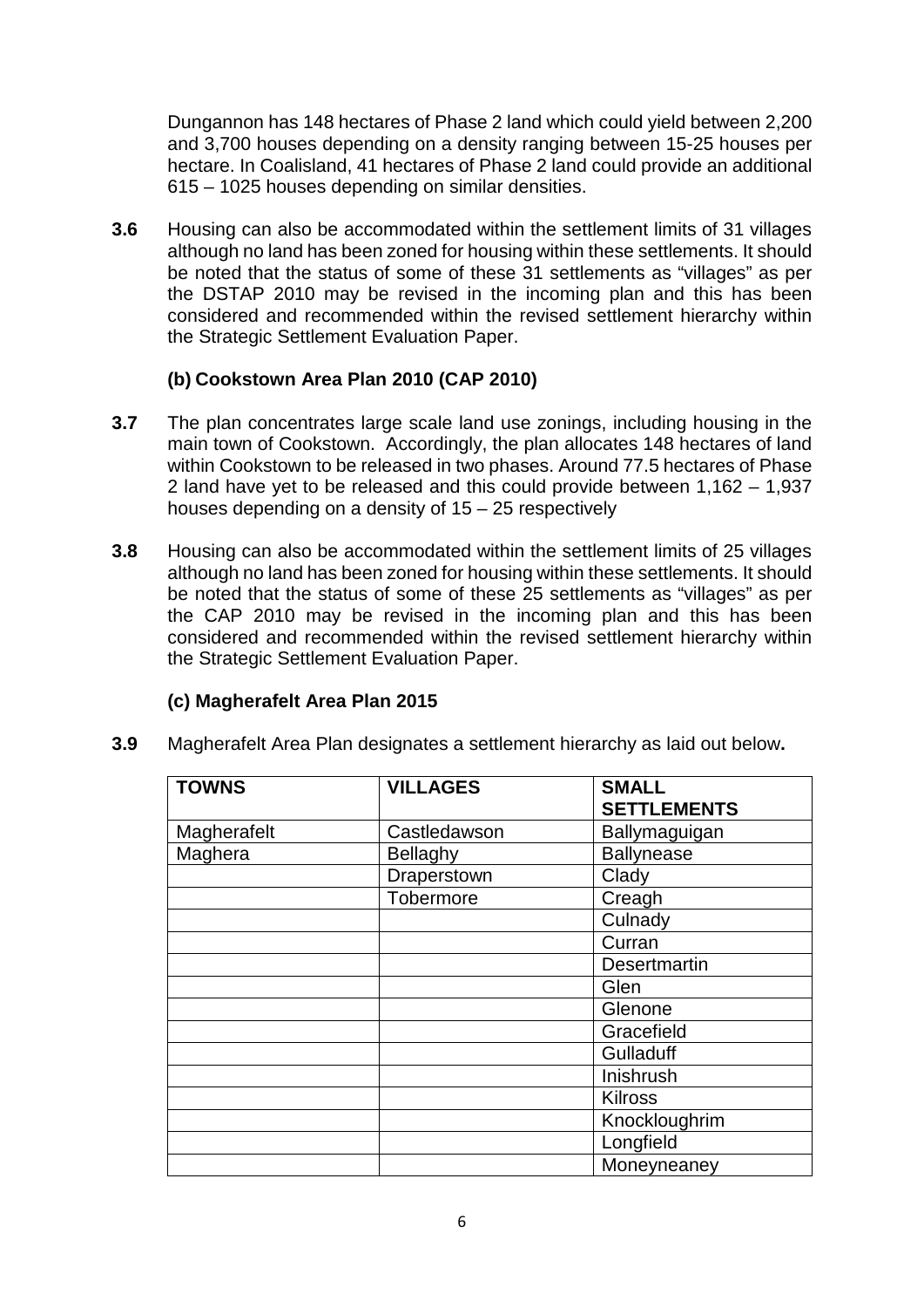Dungannon has 148 hectares of Phase 2 land which could yield between 2,200 and 3,700 houses depending on a density ranging between 15-25 houses per hectare. In Coalisland, 41 hectares of Phase 2 land could provide an additional 615 – 1025 houses depending on similar densities.

**3.6** Housing can also be accommodated within the settlement limits of 31 villages although no land has been zoned for housing within these settlements. It should be noted that the status of some of these 31 settlements as "villages" as per the DSTAP 2010 may be revised in the incoming plan and this has been considered and recommended within the revised settlement hierarchy within the Strategic Settlement Evaluation Paper.

### (b) Cookstown Area Plan 2010 (CAP 2010)

**3.7** The plan concentrates large scale land use zonings, including housing in the main town of Cookstown. Accordingly, the plan allocates 148 hectares of land within Cookstown to be released in two phases. Around 77.5 hectares of Phase 2 land have yet to be released and this could provide between 1,162 – 1,937 houses depending on a density of 15 – 25 respectively

**3.8** Housing can also be accommodated within the settlement limits of 25 villages although no land has been zoned for housing within these settlements. It should be noted that the status of some of these 25 settlements as "villages" as per the CAP 2010 may be revised in the incoming plan and this has been considered and recommended within the revised settlement hierarchy within the Strategic Settlement Evaluation Paper.

### (c) Magherafelt Area Plan 2015

**3.9** Magherafelt Area Plan designates a settlement hierarchy as laid out below**.**

| TOWNS | VILLAGES | SMALL SETTLEMENTS |
|---|---|---|
| Magherafelt | Castledawson | Ballymaguigan |
| Maghera | Bellaghy | Ballynease |
| | Draperstown | Clady |
| | Tobermore | Creagh |
| | | Culnady |
| | | Curran |
| | | Desertmartin |
| | | Glen |
| | | Glenone |
| | | Gracefield |
| | | Gulladuff |
| | | Inishrush |
| | | Kilross |
| | | Knockloughrim |
| | | Longfield |
| | | Moneyneaney |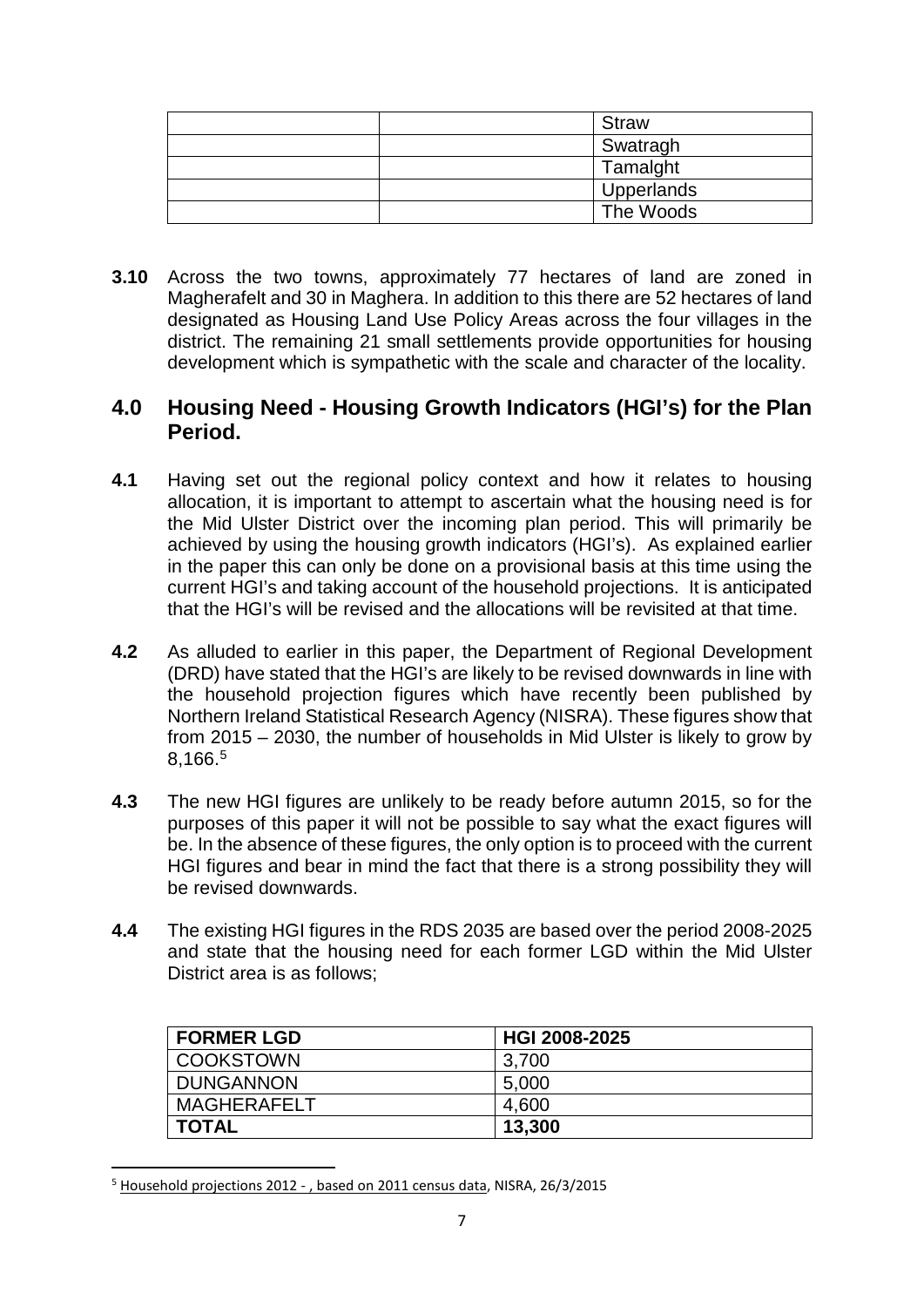| | | Straw |
|---|---|---|
| | | Swatragh |
| | | Tamalght |
| | | Upperlands |
| | | The Woods |

**3.10** Across the two towns, approximately 77 hectares of land are zoned in Magherafelt and 30 in Maghera. In addition to this there are 52 hectares of land designated as Housing Land Use Policy Areas across the four villages in the district. The remaining 21 small settlements provide opportunities for housing development which is sympathetic with the scale and character of the locality.

## 4.0 Housing Need - Housing Growth Indicators (HGI's) for the Plan Period.

**4.1** Having set out the regional policy context and how it relates to housing allocation, it is important to attempt to ascertain what the housing need is for the Mid Ulster District over the incoming plan period. This will primarily be achieved by using the housing growth indicators (HGI's). As explained earlier in the paper this can only be done on a provisional basis at this time using the current HGI's and taking account of the household projections. It is anticipated that the HGI's will be revised and the allocations will be revisited at that time.

**4.2** As alluded to earlier in this paper, the Department of Regional Development (DRD) have stated that the HGI's are likely to be revised downwards in line with the household projection figures which have recently been published by Northern Ireland Statistical Research Agency (NISRA). These figures show that from 2015 – 2030, the number of households in Mid Ulster is likely to grow by 8,166.[5]

**4.3** The new HGI figures are unlikely to be ready before autumn 2015, so for the purposes of this paper it will not be possible to say what the exact figures will be. In the absence of these figures, the only option is to proceed with the current HGI figures and bear in mind the fact that there is a strong possibility they will be revised downwards.

**4.4** The existing HGI figures in the RDS 2035 are based over the period 2008-2025 and state that the housing need for each former LGD within the Mid Ulster District area is as follows;

| **FORMER LGD** | **HGI 2008-2025** |
|---|---|
| COOKSTOWN | 3,700 |
| DUNGANNON | 5,000 |
| MAGHERAFELT | 4,600 |
| **TOTAL** | **13,300** |

[5] Household projections 2012 - , based on 2011 census data, NISRA, 26/3/2015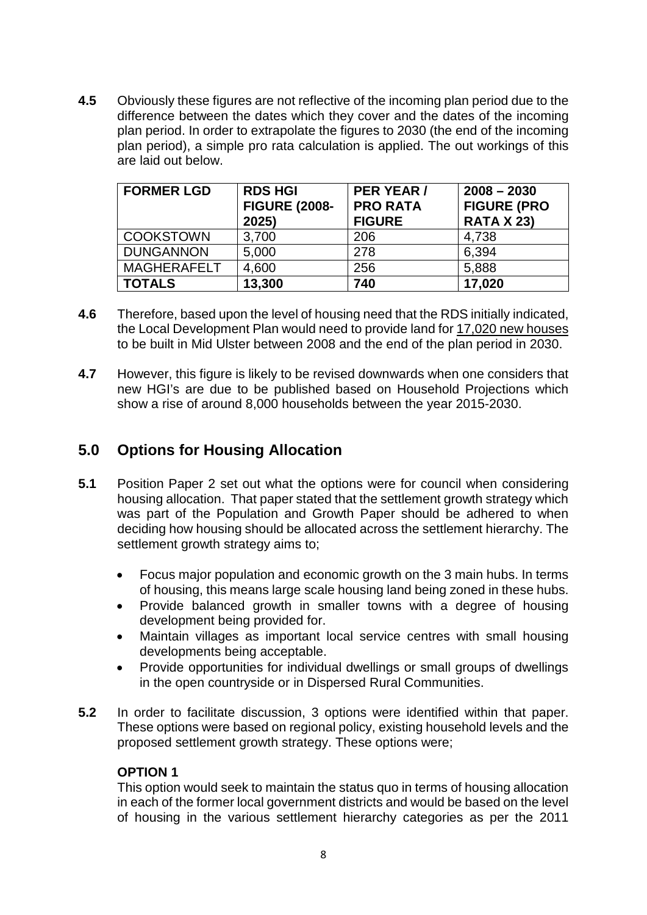**4.5** Obviously these figures are not reflective of the incoming plan period due to the difference between the dates which they cover and the dates of the incoming plan period. In order to extrapolate the figures to 2030 (the end of the incoming plan period), a simple pro rata calculation is applied. The out workings of this are laid out below.

| FORMER LGD | RDS HGI FIGURE (2008-2025) | PER YEAR / PRO RATA FIGURE | 2008 – 2030 FIGURE (PRO RATA X 23) |
|---|---|---|---|
| COOKSTOWN | 3,700 | 206 | 4,738 |
| DUNGANNON | 5,000 | 278 | 6,394 |
| MAGHERAFELT | 4,600 | 256 | 5,888 |
| **TOTALS** | **13,300** | **740** | **17,020** |

**4.6** Therefore, based upon the level of housing need that the RDS initially indicated, the Local Development Plan would need to provide land for 17,020 new houses to be built in Mid Ulster between 2008 and the end of the plan period in 2030.

**4.7** However, this figure is likely to be revised downwards when one considers that new HGI's are due to be published based on Household Projections which show a rise of around 8,000 households between the year 2015-2030.

## 5.0 Options for Housing Allocation

**5.1** Position Paper 2 set out what the options were for council when considering housing allocation. That paper stated that the settlement growth strategy which was part of the Population and Growth Paper should be adhered to when deciding how housing should be allocated across the settlement hierarchy. The settlement growth strategy aims to;

- Focus major population and economic growth on the 3 main hubs. In terms of housing, this means large scale housing land being zoned in these hubs.
- Provide balanced growth in smaller towns with a degree of housing development being provided for.
- Maintain villages as important local service centres with small housing developments being acceptable.
- Provide opportunities for individual dwellings or small groups of dwellings in the open countryside or in Dispersed Rural Communities.

**5.2** In order to facilitate discussion, 3 options were identified within that paper. These options were based on regional policy, existing household levels and the proposed settlement growth strategy. These options were;

**OPTION 1**

This option would seek to maintain the status quo in terms of housing allocation in each of the former local government districts and would be based on the level of housing in the various settlement hierarchy categories as per the 2011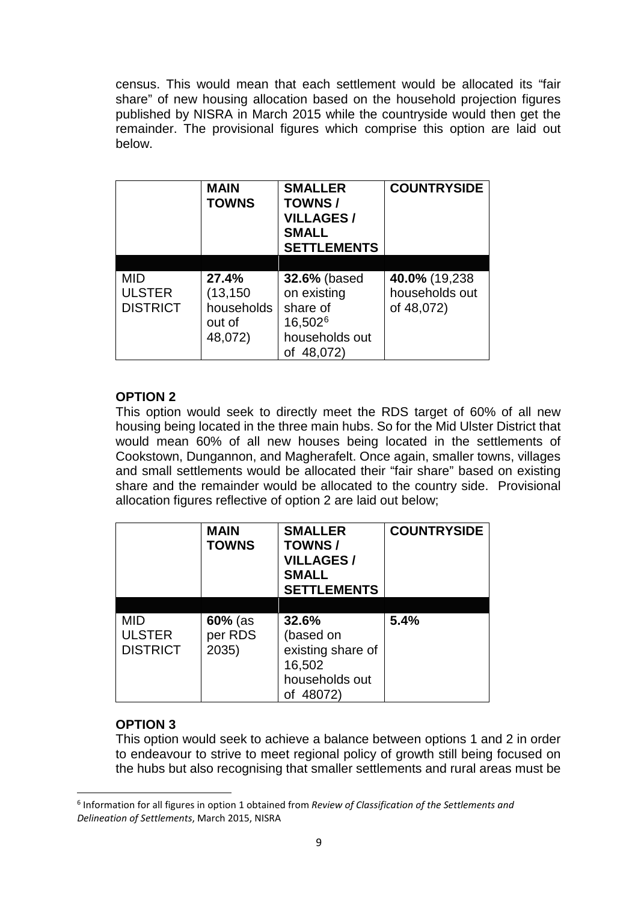census. This would mean that each settlement would be allocated its "fair share" of new housing allocation based on the household projection figures published by NISRA in March 2015 while the countryside would then get the remainder. The provisional figures which comprise this option are laid out below.

| | **MAIN TOWNS** | **SMALLER TOWNS / VILLAGES / SMALL SETTLEMENTS** | **COUNTRYSIDE** |
|---|---|---|---|
| | | | |
| MID ULSTER DISTRICT | **27.4%** (13,150 households out of 48,072) | **32.6%** (based on existing share of 16,502[6] households out of 48,072) | **40.0%** (19,238 households out of 48,072) |

**OPTION 2**

This option would seek to directly meet the RDS target of 60% of all new housing being located in the three main hubs. So for the Mid Ulster District that would mean 60% of all new houses being located in the settlements of Cookstown, Dungannon, and Magherafelt. Once again, smaller towns, villages and small settlements would be allocated their "fair share" based on existing share and the remainder would be allocated to the country side. Provisional allocation figures reflective of option 2 are laid out below;

| | **MAIN TOWNS** | **SMALLER TOWNS / VILLAGES / SMALL SETTLEMENTS** | **COUNTRYSIDE** |
|---|---|---|---|
| | | | |
| MID ULSTER DISTRICT | **60%** (as per RDS 2035) | **32.6%** (based on existing share of 16,502 households out of 48072) | **5.4%** |

**OPTION 3**

This option would seek to achieve a balance between options 1 and 2 in order to endeavour to strive to meet regional policy of growth still being focused on the hubs but also recognising that smaller settlements and rural areas must be

[6] Information for all figures in option 1 obtained from *Review of Classification of the Settlements and Delineation of Settlements*, March 2015, NISRA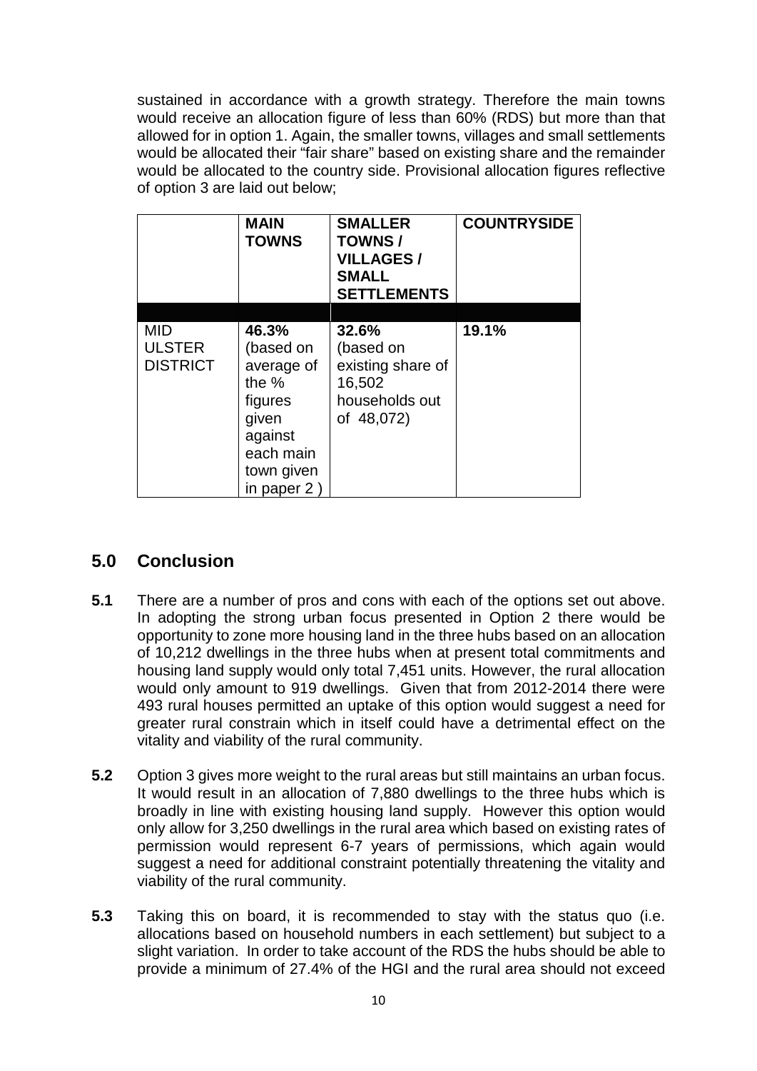sustained in accordance with a growth strategy. Therefore the main towns would receive an allocation figure of less than 60% (RDS) but more than that allowed for in option 1. Again, the smaller towns, villages and small settlements would be allocated their "fair share" based on existing share and the remainder would be allocated to the country side. Provisional allocation figures reflective of option 3 are laid out below;

| | **MAIN TOWNS** | **SMALLER TOWNS / VILLAGES / SMALL SETTLEMENTS** | **COUNTRYSIDE** |
|---|---|---|---|
| MID ULSTER DISTRICT | **46.3%** (based on average of the % figures given against each main town given in paper 2 ) | **32.6%** (based on existing share of 16,502 households out of 48,072) | **19.1%** |

## 5.0 Conclusion

**5.1** There are a number of pros and cons with each of the options set out above. In adopting the strong urban focus presented in Option 2 there would be opportunity to zone more housing land in the three hubs based on an allocation of 10,212 dwellings in the three hubs when at present total commitments and housing land supply would only total 7,451 units. However, the rural allocation would only amount to 919 dwellings. Given that from 2012-2014 there were 493 rural houses permitted an uptake of this option would suggest a need for greater rural constrain which in itself could have a detrimental effect on the vitality and viability of the rural community.

**5.2** Option 3 gives more weight to the rural areas but still maintains an urban focus. It would result in an allocation of 7,880 dwellings to the three hubs which is broadly in line with existing housing land supply. However this option would only allow for 3,250 dwellings in the rural area which based on existing rates of permission would represent 6-7 years of permissions, which again would suggest a need for additional constraint potentially threatening the vitality and viability of the rural community.

**5.3** Taking this on board, it is recommended to stay with the status quo (i.e. allocations based on household numbers in each settlement) but subject to a slight variation. In order to take account of the RDS the hubs should be able to provide a minimum of 27.4% of the HGI and the rural area should not exceed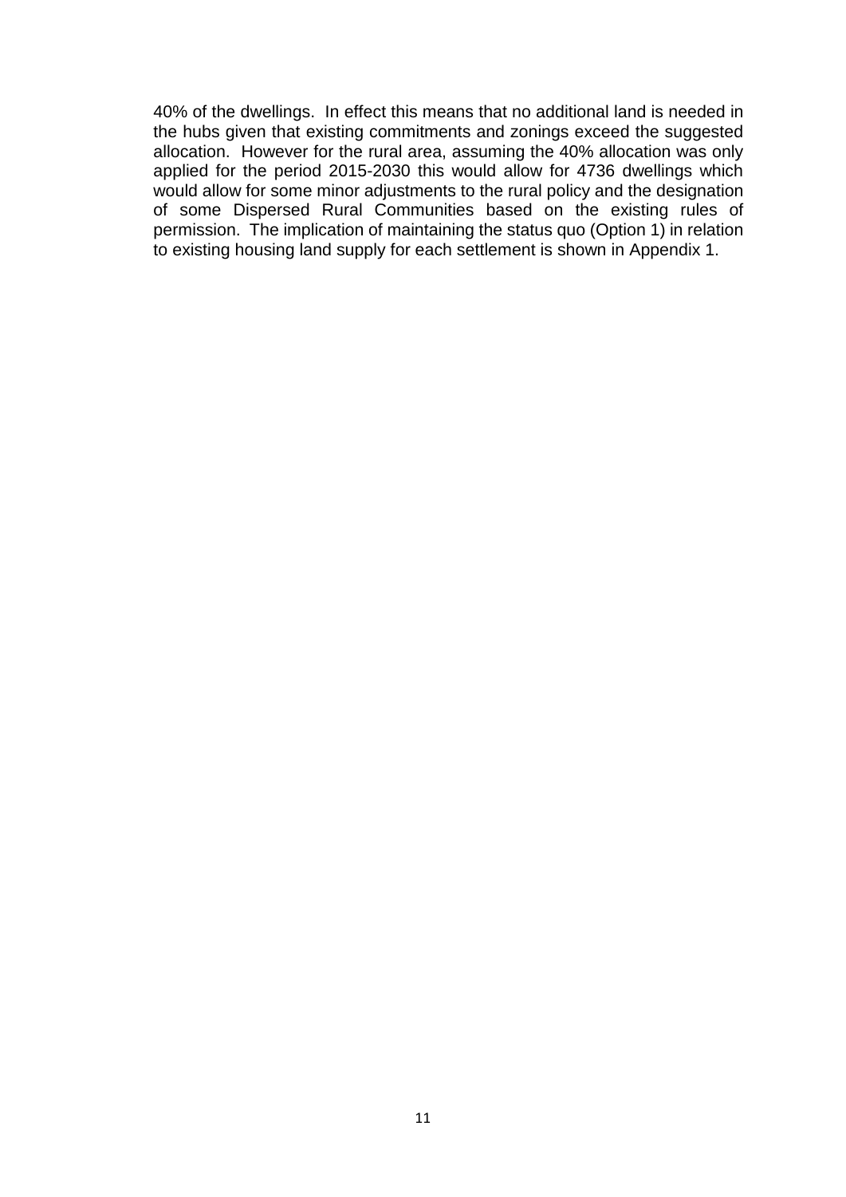40% of the dwellings. In effect this means that no additional land is needed in the hubs given that existing commitments and zonings exceed the suggested allocation. However for the rural area, assuming the 40% allocation was only applied for the period 2015-2030 this would allow for 4736 dwellings which would allow for some minor adjustments to the rural policy and the designation of some Dispersed Rural Communities based on the existing rules of permission. The implication of maintaining the status quo (Option 1) in relation to existing housing land supply for each settlement is shown in Appendix 1.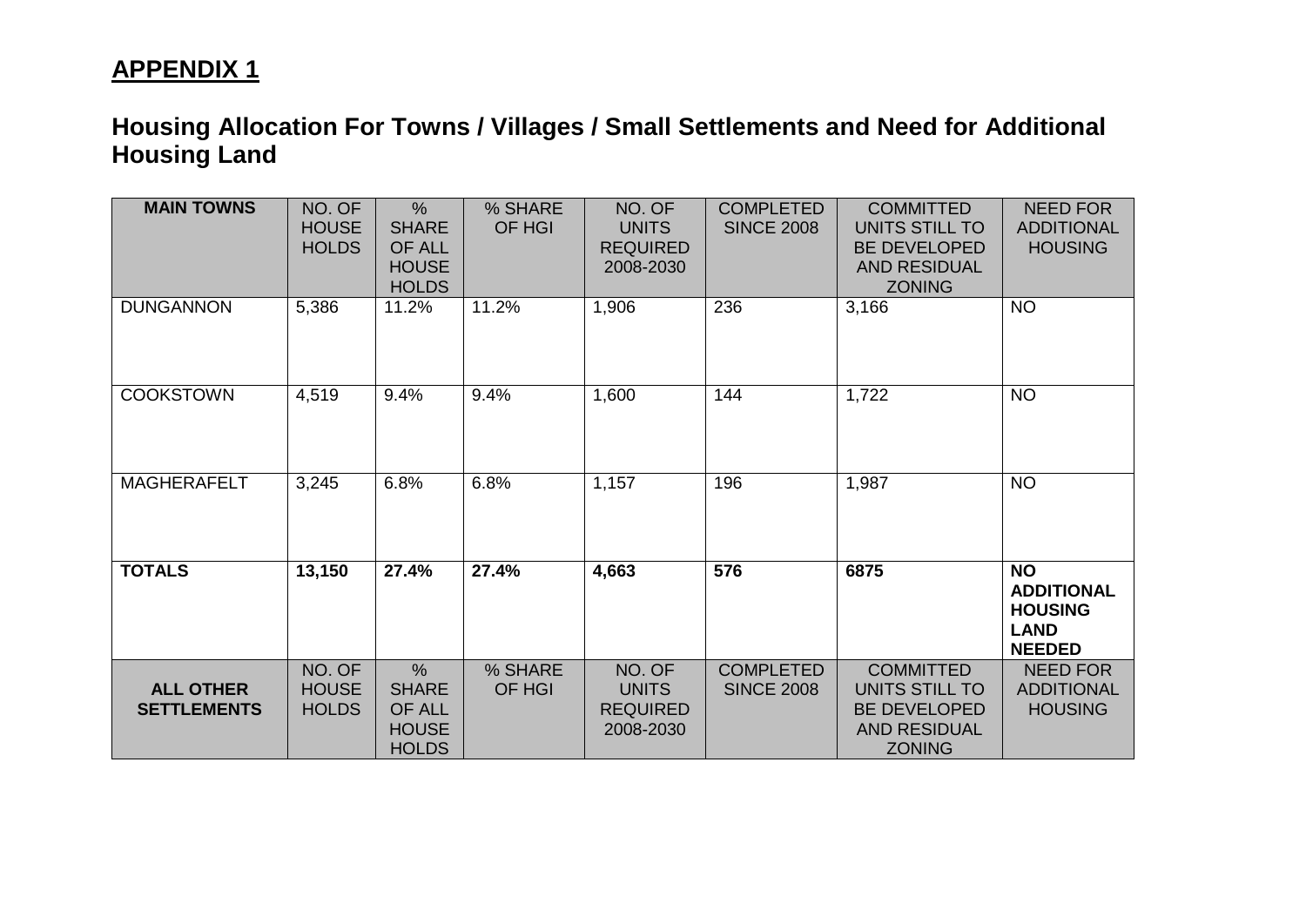## APPENDIX 1

### Housing Allocation For Towns / Villages / Small Settlements and Need for Additional Housing Land

| MAIN TOWNS | NO. OF HOUSE HOLDS | % SHARE OF ALL HOUSE HOLDS | % SHARE OF HGI | NO. OF UNITS REQUIRED 2008-2030 | COMPLETED SINCE 2008 | COMMITTED UNITS STILL TO BE DEVELOPED AND RESIDUAL ZONING | NEED FOR ADDITIONAL HOUSING |
|---|---|---|---|---|---|---|---|
| DUNGANNON | 5,386 | 11.2% | 11.2% | 1,906 | 236 | 3,166 | NO |
| COOKSTOWN | 4,519 | 9.4% | 9.4% | 1,600 | 144 | 1,722 | NO |
| MAGHERAFELT | 3,245 | 6.8% | 6.8% | 1,157 | 196 | 1,987 | NO |
| **TOTALS** | **13,150** | **27.4%** | **27.4%** | **4,663** | **576** | **6875** | **NO ADDITIONAL HOUSING LAND NEEDED** |
| **ALL OTHER SETTLEMENTS** | NO. OF HOUSE HOLDS | % SHARE OF ALL HOUSE HOLDS | % SHARE OF HGI | NO. OF UNITS REQUIRED 2008-2030 | COMPLETED SINCE 2008 | COMMITTED UNITS STILL TO BE DEVELOPED AND RESIDUAL ZONING | NEED FOR ADDITIONAL HOUSING |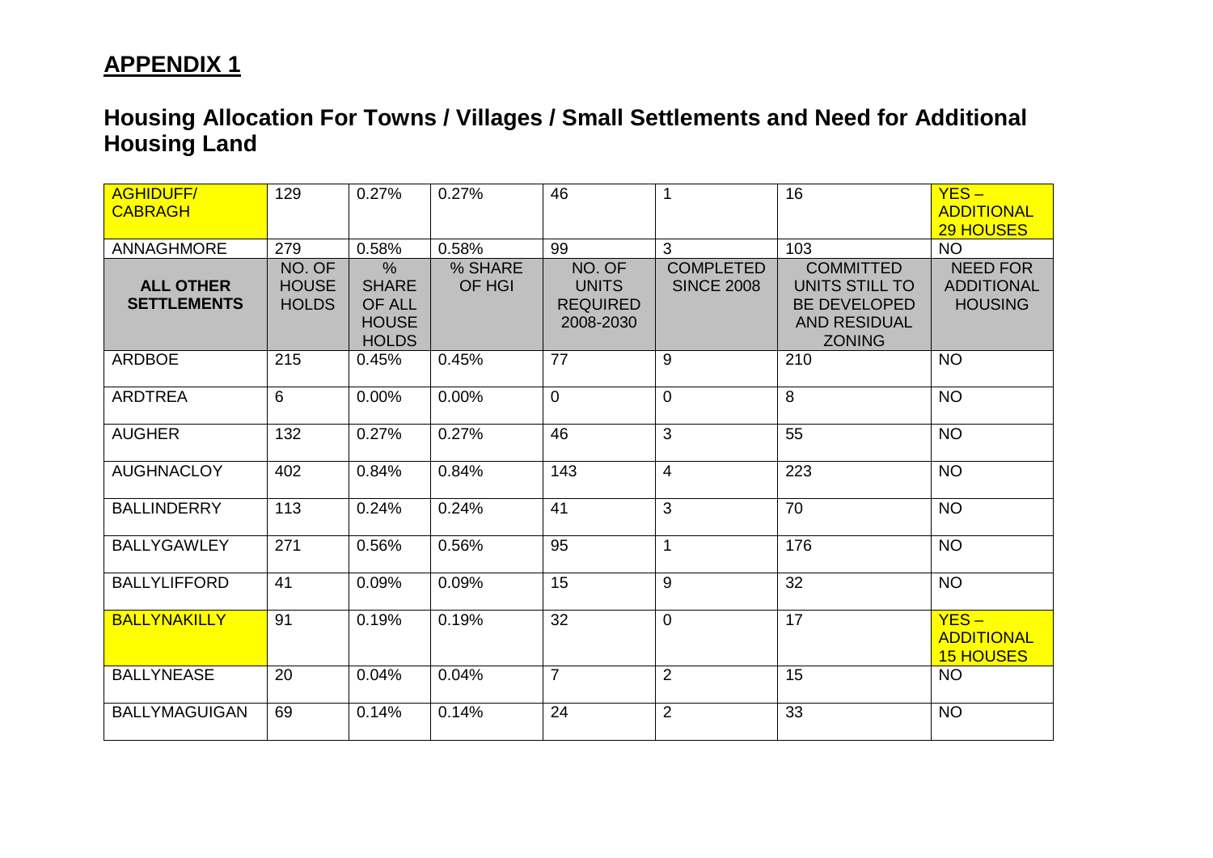## APPENDIX 1

## Housing Allocation For Towns / Villages / Small Settlements and Need for Additional Housing Land

| AGHIDUFF/ CABRAGH | 129 | 0.27% | 0.27% | 46 | 1 | 16 | YES – ADDITIONAL 29 HOUSES |
|---|---|---|---|---|---|---|---|
| ANNAGHMORE | 279 | 0.58% | 0.58% | 99 | 3 | 103 | NO |
| **ALL OTHER SETTLEMENTS** | NO. OF HOUSE HOLDS | % SHARE OF ALL HOUSE HOLDS | % SHARE OF HGI | NO. OF UNITS REQUIRED 2008-2030 | COMPLETED SINCE 2008 | COMMITTED UNITS STILL TO BE DEVELOPED AND RESIDUAL ZONING | NEED FOR ADDITIONAL HOUSING |
| ARDBOE | 215 | 0.45% | 0.45% | 77 | 9 | 210 | NO |
| ARDTREA | 6 | 0.00% | 0.00% | 0 | 0 | 8 | NO |
| AUGHER | 132 | 0.27% | 0.27% | 46 | 3 | 55 | NO |
| AUGHNACLOY | 402 | 0.84% | 0.84% | 143 | 4 | 223 | NO |
| BALLINDERRY | 113 | 0.24% | 0.24% | 41 | 3 | 70 | NO |
| BALLYGAWLEY | 271 | 0.56% | 0.56% | 95 | 1 | 176 | NO |
| BALLYLIFFORD | 41 | 0.09% | 0.09% | 15 | 9 | 32 | NO |
| BALLYNAKILLY | 91 | 0.19% | 0.19% | 32 | 0 | 17 | YES – ADDITIONAL 15 HOUSES |
| BALLYNEASE | 20 | 0.04% | 0.04% | 7 | 2 | 15 | NO |
| BALLYMAGUIGAN | 69 | 0.14% | 0.14% | 24 | 2 | 33 | NO |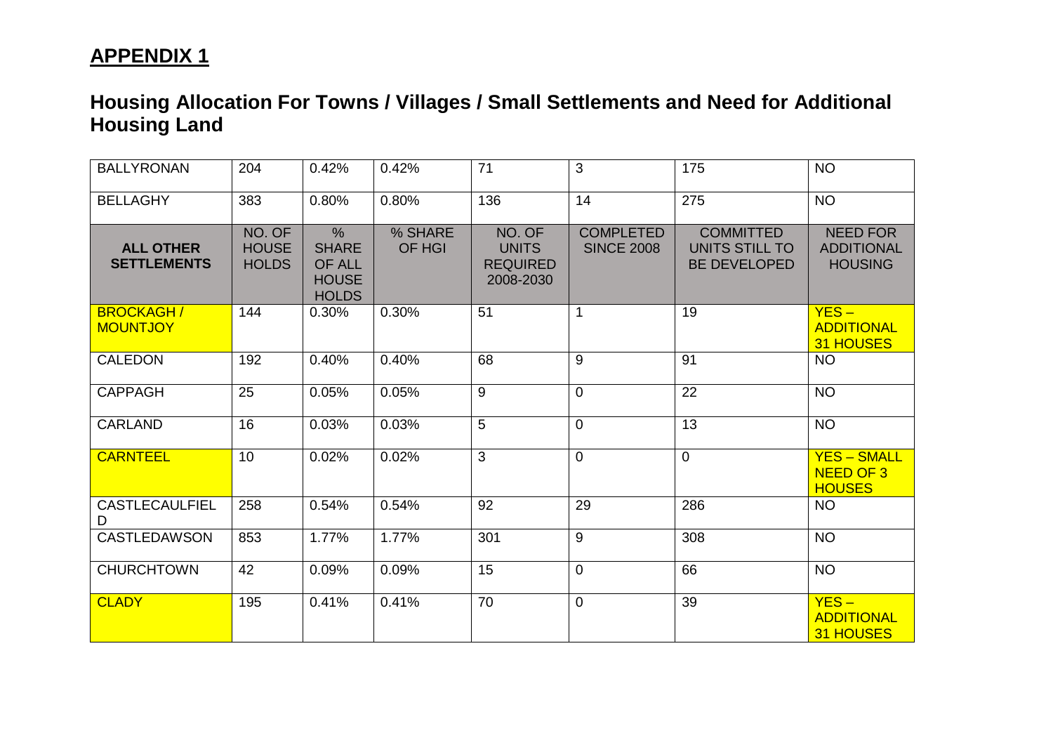## APPENDIX 1

## Housing Allocation For Towns / Villages / Small Settlements and Need for Additional Housing Land

| BALLYRONAN | 204 | 0.42% | 0.42% | 71 | 3 | 175 | NO |
|---|---|---|---|---|---|---|---|
| BELLAGHY | 383 | 0.80% | 0.80% | 136 | 14 | 275 | NO |
| **ALL OTHER SETTLEMENTS** | NO. OF HOUSE HOLDS | % SHARE OF ALL HOUSE HOLDS | % SHARE OF HGI | NO. OF UNITS REQUIRED 2008-2030 | COMPLETED SINCE 2008 | COMMITTED UNITS STILL TO BE DEVELOPED | NEED FOR ADDITIONAL HOUSING |
| BROCKAGH / MOUNTJOY | 144 | 0.30% | 0.30% | 51 | 1 | 19 | YES – ADDITIONAL 31 HOUSES |
| CALEDON | 192 | 0.40% | 0.40% | 68 | 9 | 91 | NO |
| CAPPAGH | 25 | 0.05% | 0.05% | 9 | 0 | 22 | NO |
| CARLAND | 16 | 0.03% | 0.03% | 5 | 0 | 13 | NO |
| CARNTEEL | 10 | 0.02% | 0.02% | 3 | 0 | 0 | YES – SMALL NEED OF 3 HOUSES |
| CASTLECAULFIELD | 258 | 0.54% | 0.54% | 92 | 29 | 286 | NO |
| CASTLEDAWSON | 853 | 1.77% | 1.77% | 301 | 9 | 308 | NO |
| CHURCHTOWN | 42 | 0.09% | 0.09% | 15 | 0 | 66 | NO |
| CLADY | 195 | 0.41% | 0.41% | 70 | 0 | 39 | YES – ADDITIONAL 31 HOUSES |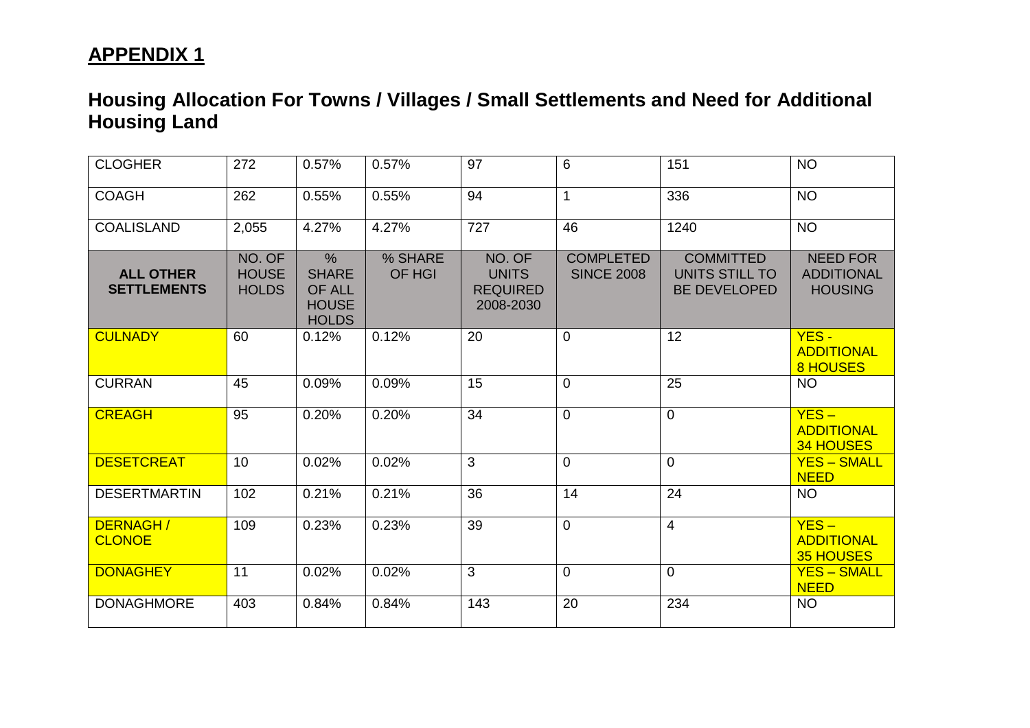## APPENDIX 1

## Housing Allocation For Towns / Villages / Small Settlements and Need for Additional Housing Land

| CLOGHER | 272 | 0.57% | 0.57% | 97 | 6 | 151 | NO |
|---|---|---|---|---|---|---|---|
| COAGH | 262 | 0.55% | 0.55% | 94 | 1 | 336 | NO |
| COALISLAND | 2,055 | 4.27% | 4.27% | 727 | 46 | 1240 | NO |
| **ALL OTHER SETTLEMENTS** | NO. OF HOUSE HOLDS | % SHARE OF ALL HOUSE HOLDS | % SHARE OF HGI | NO. OF UNITS REQUIRED 2008-2030 | COMPLETED SINCE 2008 | COMMITTED UNITS STILL TO BE DEVELOPED | NEED FOR ADDITIONAL HOUSING |
| CULNADY | 60 | 0.12% | 0.12% | 20 | 0 | 12 | YES - ADDITIONAL 8 HOUSES |
| CURRAN | 45 | 0.09% | 0.09% | 15 | 0 | 25 | NO |
| CREAGH | 95 | 0.20% | 0.20% | 34 | 0 | 0 | YES – ADDITIONAL 34 HOUSES |
| DESETCREAT | 10 | 0.02% | 0.02% | 3 | 0 | 0 | YES – SMALL NEED |
| DESERTMARTIN | 102 | 0.21% | 0.21% | 36 | 14 | 24 | NO |
| DERNAGH / CLONOE | 109 | 0.23% | 0.23% | 39 | 0 | 4 | YES – ADDITIONAL 35 HOUSES |
| DONAGHEY | 11 | 0.02% | 0.02% | 3 | 0 | 0 | YES – SMALL NEED |
| DONAGHMORE | 403 | 0.84% | 0.84% | 143 | 20 | 234 | NO |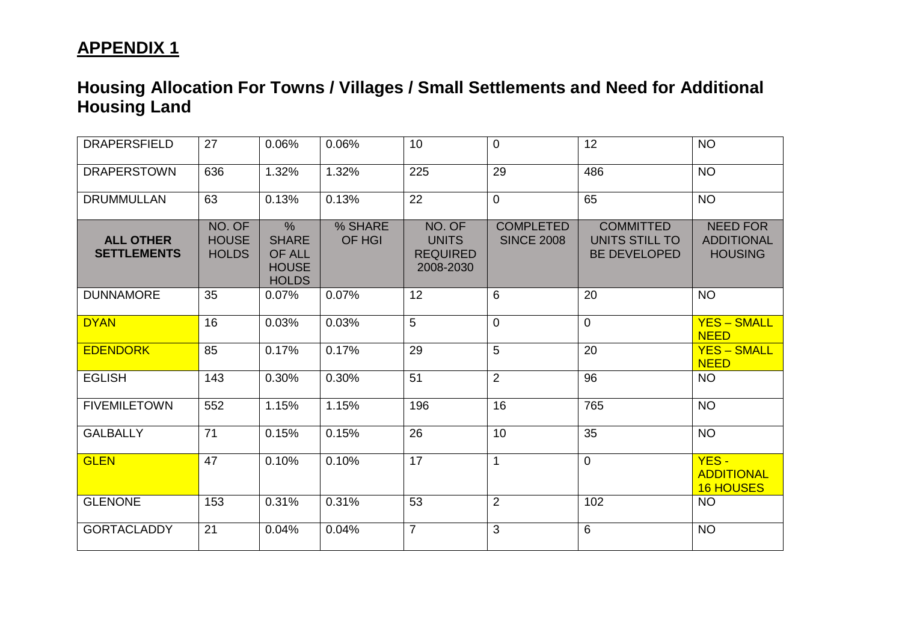## APPENDIX 1

## Housing Allocation For Towns / Villages / Small Settlements and Need for Additional Housing Land

| DRAPERSFIELD | 27 | 0.06% | 0.06% | 10 | 0 | 12 | NO |
|---|---|---|---|---|---|---|---|
| DRAPERSTOWN | 636 | 1.32% | 1.32% | 225 | 29 | 486 | NO |
| DRUMMULLAN | 63 | 0.13% | 0.13% | 22 | 0 | 65 | NO |
| **ALL OTHER SETTLEMENTS** | NO. OF HOUSE HOLDS | % SHARE OF ALL HOUSE HOLDS | % SHARE OF HGI | NO. OF UNITS REQUIRED 2008-2030 | COMPLETED SINCE 2008 | COMMITTED UNITS STILL TO BE DEVELOPED | NEED FOR ADDITIONAL HOUSING |
| DUNNAMORE | 35 | 0.07% | 0.07% | 12 | 6 | 20 | NO |
| DYAN | 16 | 0.03% | 0.03% | 5 | 0 | 0 | YES – SMALL NEED |
| EDENDORK | 85 | 0.17% | 0.17% | 29 | 5 | 20 | YES – SMALL NEED |
| EGLISH | 143 | 0.30% | 0.30% | 51 | 2 | 96 | NO |
| FIVEMILETOWN | 552 | 1.15% | 1.15% | 196 | 16 | 765 | NO |
| GALBALLY | 71 | 0.15% | 0.15% | 26 | 10 | 35 | NO |
| GLEN | 47 | 0.10% | 0.10% | 17 | 1 | 0 | YES - ADDITIONAL 16 HOUSES |
| GLENONE | 153 | 0.31% | 0.31% | 53 | 2 | 102 | NO |
| GORTACLADDY | 21 | 0.04% | 0.04% | 7 | 3 | 6 | NO |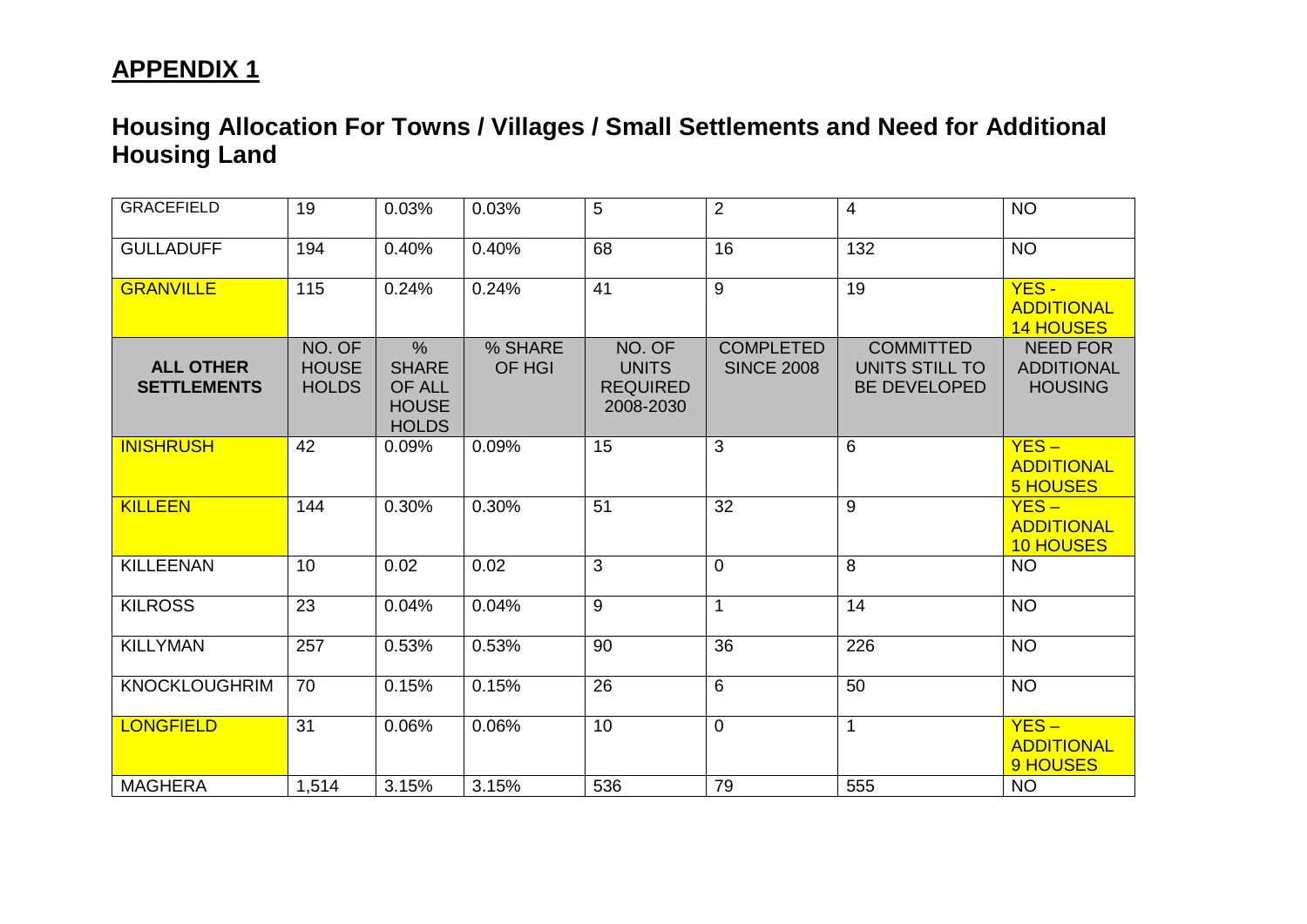## APPENDIX 1

## Housing Allocation For Towns / Villages / Small Settlements and Need for Additional Housing Land

| | | | | | | | |
|---|---|---|---|---|---|---|---|
| GRACEFIELD | 19 | 0.03% | 0.03% | 5 | 2 | 4 | NO |
| GULLADUFF | 194 | 0.40% | 0.40% | 68 | 16 | 132 | NO |
| GRANVILLE | 115 | 0.24% | 0.24% | 41 | 9 | 19 | YES - ADDITIONAL 14 HOUSES |
| **ALL OTHER SETTLEMENTS** | **NO. OF HOUSE HOLDS** | **% SHARE OF ALL HOUSE HOLDS** | **% SHARE OF HGI** | **NO. OF UNITS REQUIRED 2008-2030** | **COMPLETED SINCE 2008** | **COMMITTED UNITS STILL TO BE DEVELOPED** | **NEED FOR ADDITIONAL HOUSING** |
| INISHRUSH | 42 | 0.09% | 0.09% | 15 | 3 | 6 | YES – ADDITIONAL 5 HOUSES |
| KILLEEN | 144 | 0.30% | 0.30% | 51 | 32 | 9 | YES – ADDITIONAL 10 HOUSES |
| KILLEENAN | 10 | 0.02 | 0.02 | 3 | 0 | 8 | NO |
| KILROSS | 23 | 0.04% | 0.04% | 9 | 1 | 14 | NO |
| KILLYMAN | 257 | 0.53% | 0.53% | 90 | 36 | 226 | NO |
| KNOCKLOUGHRIM | 70 | 0.15% | 0.15% | 26 | 6 | 50 | NO |
| LONGFIELD | 31 | 0.06% | 0.06% | 10 | 0 | 1 | YES – ADDITIONAL 9 HOUSES |
| MAGHERA | 1,514 | 3.15% | 3.15% | 536 | 79 | 555 | NO |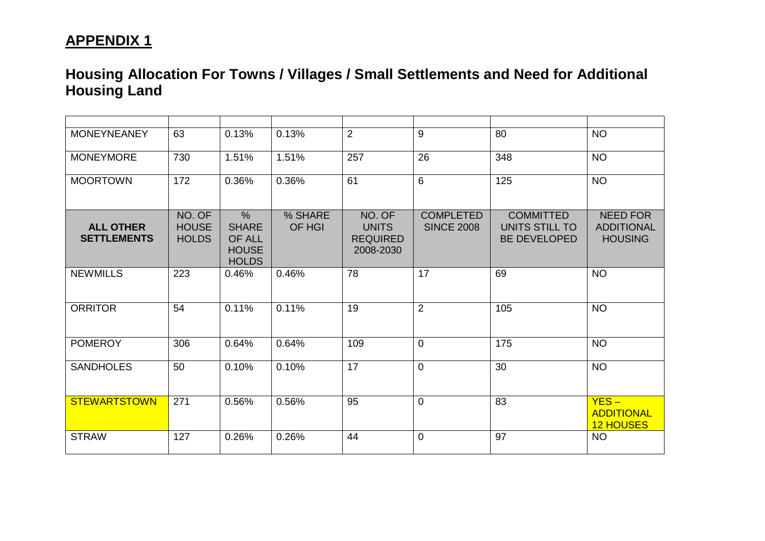## APPENDIX 1

## Housing Allocation For Towns / Villages / Small Settlements and Need for Additional Housing Land

| | | | | | | | |
|---|---|---|---|---|---|---|---|
| MONEYNEANEY | 63 | 0.13% | 0.13% | 2 | 9 | 80 | NO |
| MONEYMORE | 730 | 1.51% | 1.51% | 257 | 26 | 348 | NO |
| MOORTOWN | 172 | 0.36% | 0.36% | 61 | 6 | 125 | NO |
| **ALL OTHER SETTLEMENTS** | NO. OF HOUSE HOLDS | % SHARE OF ALL HOUSE HOLDS | % SHARE OF HGI | NO. OF UNITS REQUIRED 2008-2030 | COMPLETED SINCE 2008 | COMMITTED UNITS STILL TO BE DEVELOPED | NEED FOR ADDITIONAL HOUSING |
| NEWMILLS | 223 | 0.46% | 0.46% | 78 | 17 | 69 | NO |
| ORRITOR | 54 | 0.11% | 0.11% | 19 | 2 | 105 | NO |
| POMEROY | 306 | 0.64% | 0.64% | 109 | 0 | 175 | NO |
| SANDHOLES | 50 | 0.10% | 0.10% | 17 | 0 | 30 | NO |
| STEWARTSTOWN | 271 | 0.56% | 0.56% | 95 | 0 | 83 | YES – ADDITIONAL 12 HOUSES |
| STRAW | 127 | 0.26% | 0.26% | 44 | 0 | 97 | NO |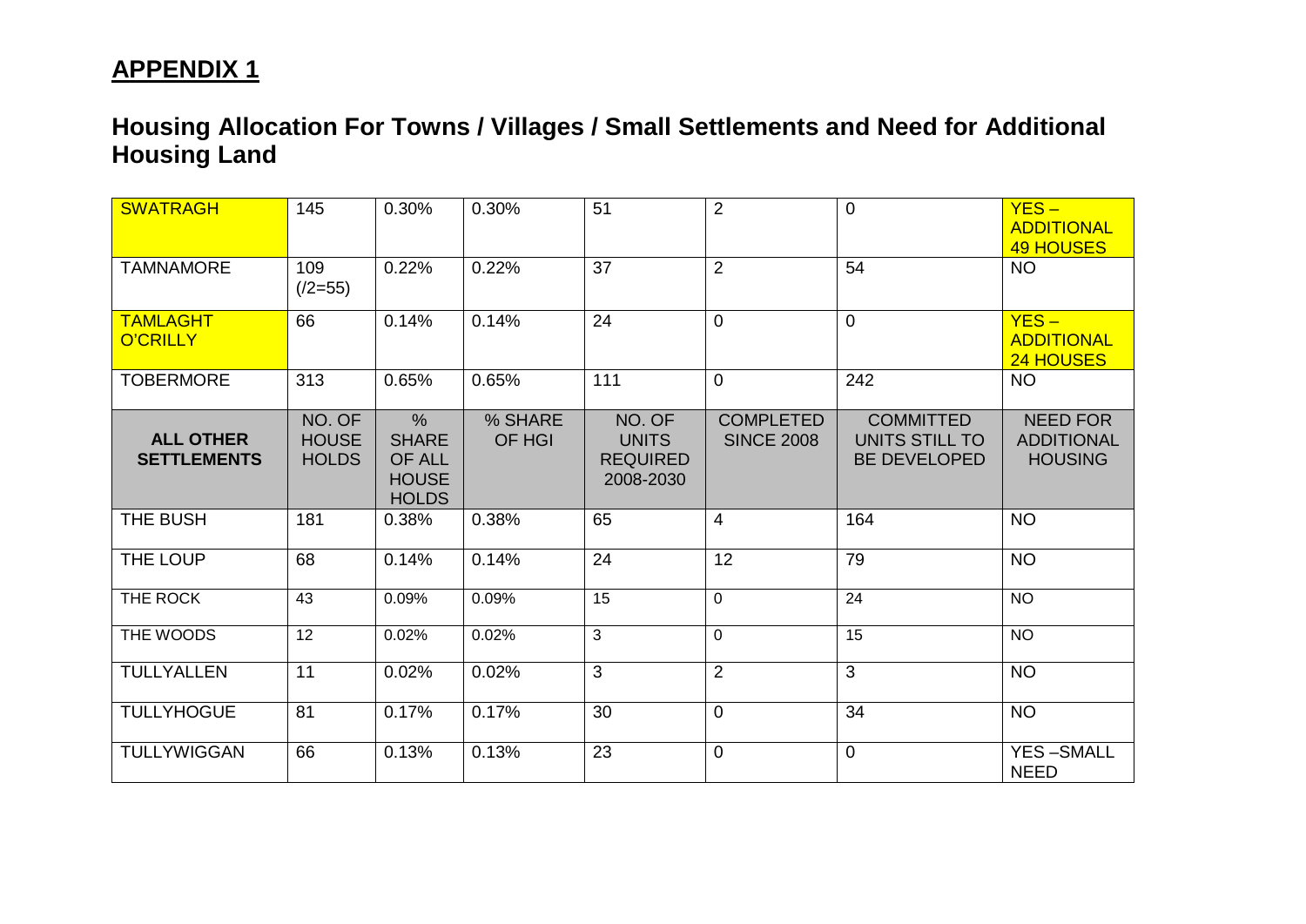## APPENDIX 1

## Housing Allocation For Towns / Villages / Small Settlements and Need for Additional Housing Land

| SWATRAGH | 145 | 0.30% | 0.30% | 51 | 2 | 0 | YES – ADDITIONAL 49 HOUSES |
|---|---|---|---|---|---|---|---|
| TAMNAMORE | 109 (/2=55) | 0.22% | 0.22% | 37 | 2 | 54 | NO |
| TAMLAGHT O'CRILLY | 66 | 0.14% | 0.14% | 24 | 0 | 0 | YES – ADDITIONAL 24 HOUSES |
| TOBERMORE | 313 | 0.65% | 0.65% | 111 | 0 | 242 | NO |
| **ALL OTHER SETTLEMENTS** | NO. OF HOUSE HOLDS | % SHARE OF ALL HOUSE HOLDS | % SHARE OF HGI | NO. OF UNITS REQUIRED 2008-2030 | COMPLETED SINCE 2008 | COMMITTED UNITS STILL TO BE DEVELOPED | NEED FOR ADDITIONAL HOUSING |
| THE BUSH | 181 | 0.38% | 0.38% | 65 | 4 | 164 | NO |
| THE LOUP | 68 | 0.14% | 0.14% | 24 | 12 | 79 | NO |
| THE ROCK | 43 | 0.09% | 0.09% | 15 | 0 | 24 | NO |
| THE WOODS | 12 | 0.02% | 0.02% | 3 | 0 | 15 | NO |
| TULLYALLEN | 11 | 0.02% | 0.02% | 3 | 2 | 3 | NO |
| TULLYHOGUE | 81 | 0.17% | 0.17% | 30 | 0 | 34 | NO |
| TULLYWIGGAN | 66 | 0.13% | 0.13% | 23 | 0 | 0 | YES –SMALL NEED |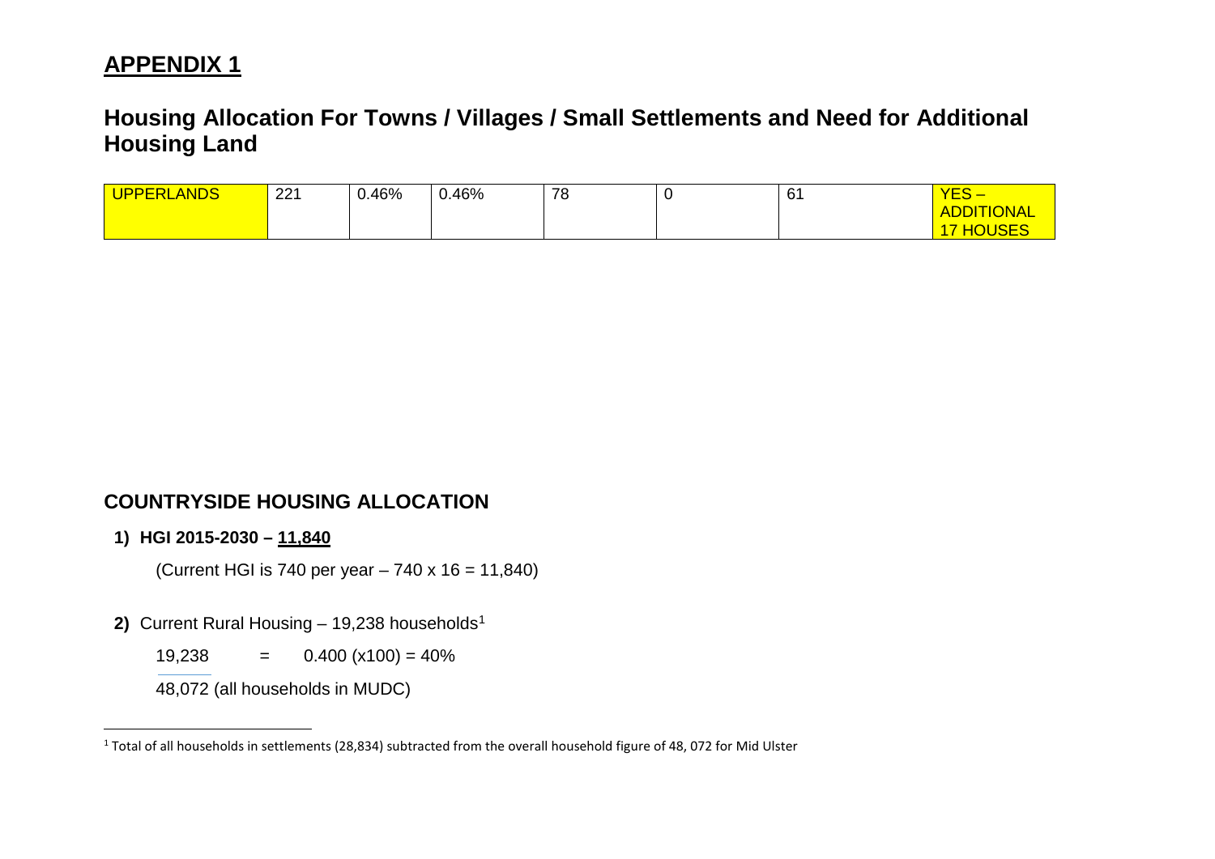## APPENDIX 1

# Housing Allocation For Towns / Villages / Small Settlements and Need for Additional Housing Land

| | | | | | | | |
|---|---|---|---|---|---|---|---|
| UPPERLANDS | 221 | 0.46% | 0.46% | 78 | 0 | 61 | YES – ADDITIONAL 17 HOUSES |

## COUNTRYSIDE HOUSING ALLOCATION

**1) HGI 2015-2030 – 11,840**

(Current HGI is 740 per year – 740 x 16 = 11,840)

**2)** Current Rural Housing – 19,238 households[1]

$$\frac{19{,}238}{48{,}072 \text{ (all households in MUDC)}} = 0.400 \text{ (x100)} = 40\%$$

[1] Total of all households in settlements (28,834) subtracted from the overall household figure of 48, 072 for Mid Ulster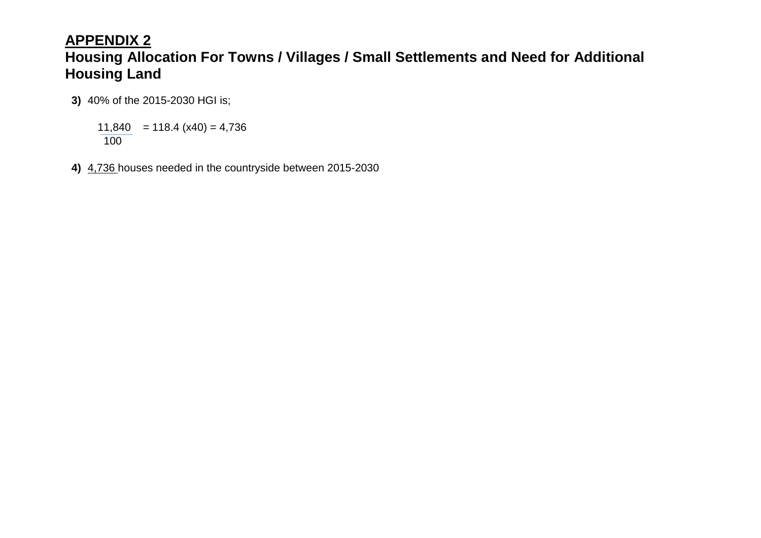# APPENDIX 2

## Housing Allocation For Towns / Villages / Small Settlements and Need for Additional Housing Land

**3)** 40% of the 2015-2030 HGI is;

$$\frac{11{,}840}{100} = 118.4\ (\times 40) = 4{,}736$$

**4)** 4,736 houses needed in the countryside between 2015-2030